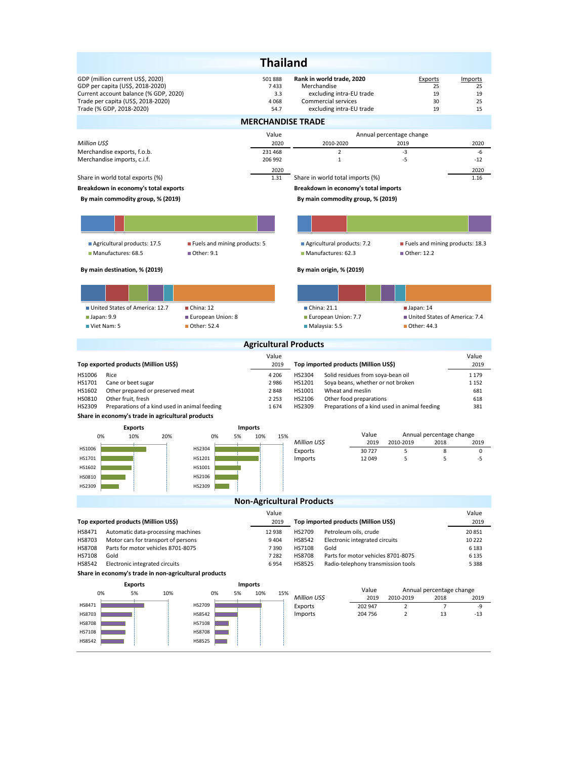# Thailand

| | | Rank in world trade, 2020 | Exports | Imports |
|---|---|---|---|---|
| GDP (million current US$, 2020) | 501 888 | Merchandise | 25 | 25 |
| GDP per capita (US$, 2018-2020) | 7 433 | excluding intra-EU trade | 19 | 19 |
| Current account balance (% GDP, 2020) | 3.3 | Commercial services | 30 | 25 |
| Trade per capita (US$, 2018-2020) | 4 068 | excluding intra-EU trade | 19 | 15 |
| Trade (% GDP, 2018-2020) | 54.7 | | | |

## MERCHANDISE TRADE

| Million US$ | Value 2020 | Annual percentage change 2010-2020 | 2019 | 2020 |
|---|---|---|---|---|
| Merchandise exports, f.o.b. | 231 468 | 2 | -3 | -6 |
| Merchandise imports, c.i.f. | 206 992 | 1 | -5 | -12 |

| | 2020 | | 2020 |
|---|---|---|---|
| Share in world total exports (%) | 1.31 | Share in world total imports (%) | 1.16 |

**Breakdown in economy's total exports**

**By main commodity group, % (2019)**

- Agricultural products: 17.5
- Fuels and mining products: 5
- Manufactures: 68.5
- Other: 9.1

**By main destination, % (2019)**

- United States of America: 12.7
- China: 12
- Japan: 9.9
- European Union: 8
- Viet Nam: 5
- Other: 52.4

**Breakdown in economy's total imports**

**By main commodity group, % (2019)**

- Agricultural products: 7.2
- Fuels and mining products: 18.3
- Manufactures: 62.3
- Other: 12.2

**By main origin, % (2019)**

- China: 21.1
- Japan: 14
- European Union: 7.7
- United States of America: 7.4
- Malaysia: 5.5
- Other: 44.3

## Agricultural Products

| Top exported products (Million US$) | | Value 2019 |
|---|---|---|
| HS1006 | Rice | 4 206 |
| HS1701 | Cane or beet sugar | 2 986 |
| HS1602 | Other prepared or preserved meat | 2 848 |
| HS0810 | Other fruit, fresh | 2 253 |
| HS2309 | Preparations of a kind used in animal feeding | 1 674 |

| Top imported products (Million US$) | | Value 2019 |
|---|---|---|
| HS2304 | Solid residues from soya-bean oil | 1 179 |
| HS1201 | Soya beans, whether or not broken | 1 152 |
| HS1001 | Wheat and meslin | 681 |
| HS2106 | Other food preparations | 618 |
| HS2309 | Preparations of a kind used in animal feeding | 381 |

**Share in economy's trade in agricultural products**

| Million US$ | Value 2019 | Annual percentage change 2010-2019 | 2018 | 2019 |
|---|---|---|---|---|
| Exports | 30 727 | 5 | 8 | 0 |
| Imports | 12 049 | 5 | 5 | -5 |

## Non-Agricultural Products

| Top exported products (Million US$) | | Value 2019 |
|---|---|---|
| HS8471 | Automatic data-processing machines | 12 938 |
| HS8703 | Motor cars for transport of persons | 9 404 |
| HS8708 | Parts for motor vehicles 8701-8075 | 7 390 |
| HS7108 | Gold | 7 282 |
| HS8542 | Electronic integrated circuits | 6 954 |

| Top imported products (Million US$) | | Value 2019 |
|---|---|---|
| HS2709 | Petroleum oils, crude | 20 851 |
| HS8542 | Electronic integrated circuits | 10 222 |
| HS7108 | Gold | 6 183 |
| HS8708 | Parts for motor vehicles 8701-8075 | 6 135 |
| HS8525 | Radio-telephony transmission tools | 5 388 |

**Share in economy's trade in non-agricultural products**

| Million US$ | Value 2019 | Annual percentage change 2010-2019 | 2018 | 2019 |
|---|---|---|---|---|
| Exports | 202 947 | 2 | 7 | -9 |
| Imports | 204 756 | 2 | 13 | -13 |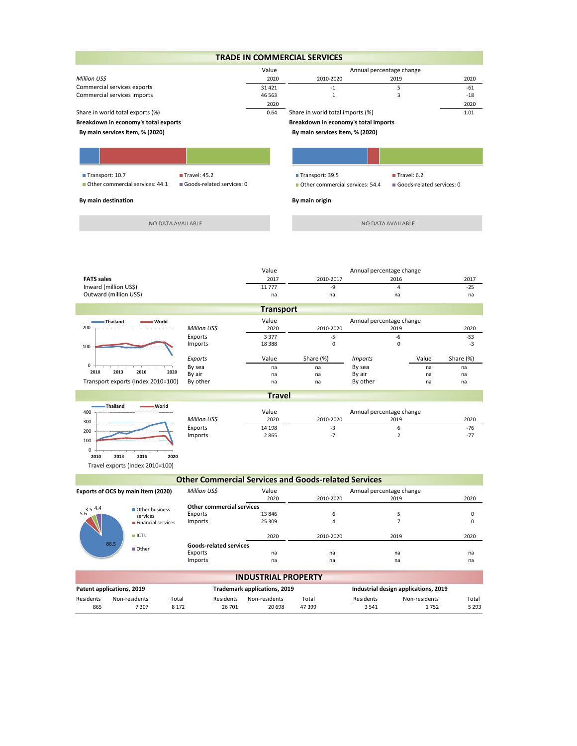## TRADE IN COMMERCIAL SERVICES

| Million US$ | Value 2020 | Annual percentage change 2010-2020 | 2019 | 2020 |
|---|---|---|---|---|
| Commercial services exports | 31 421 | -1 | 5 | -61 |
| Commercial services imports | 46 563 | 1 | 3 | -18 |

| | 2020 | | 2020 |
|---|---|---|---|
| Share in world total exports (%) | 0.64 | Share in world total imports (%) | 1.01 |

**Breakdown in economy's total exports**

By main services item, % (2020)

Transport: 10.7
Travel: 45.2
Other commercial services: 44.1
Goods-related services: 0

**Breakdown in economy's total imports**

By main services item, % (2020)

Transport: 39.5
Travel: 6.2
Other commercial services: 54.4
Goods-related services: 0

**By main destination**

NO DATA AVAILABLE

**By main origin**

NO DATA AVAILABLE

| FATS sales | Value 2017 | Annual percentage change 2010-2017 | 2016 | 2017 |
|---|---|---|---|---|
| Inward (million US$) | 11 777 | -9 | 4 | -25 |
| Outward (million US$) | na | na | na | na |

## Transport

Thailand
World
200
100
0
2010 2013 2016 2020
Transport exports (Index 2010=100)

| Million US$ | Value 2020 | Annual percentage change 2010-2020 | 2019 | 2020 |
|---|---|---|---|---|
| Exports | 3 377 | -5 | -6 | -53 |
| Imports | 18 388 | 0 | 0 | -3 |

| Exports | Value | Share (%) | Imports | Value | Share (%) |
|---|---|---|---|---|---|
| By sea | na | na | By sea | na | na |
| By air | na | na | By air | na | na |
| By other | na | na | By other | na | na |

## Travel

Thailand
World
400
300
200
100
0
2010 2013 2016 2020
Travel exports (Index 2010=100)

| Million US$ | Value 2020 | Annual percentage change 2010-2020 | 2019 | 2020 |
|---|---|---|---|---|
| Exports | 14 198 | -3 | 6 | -76 |
| Imports | 2 865 | -7 | 2 | -77 |

## Other Commercial Services and Goods-related Services

**Exports of OCS by main item (2020)**

86.5
5.6
3.5
4.4
Other business services
Financial services
ICTs
Other

| Million US$ | Value 2020 | Annual percentage change 2010-2020 | 2019 | 2020 |
|---|---|---|---|---|
| **Other commercial services** | | | | |
| Exports | 13 846 | 6 | 5 | 0 |
| Imports | 25 309 | 4 | 7 | 0 |
| | 2020 | 2010-2020 | 2019 | 2020 |
| **Goods-related services** | | | | |
| Exports | na | na | na | na |
| Imports | na | na | na | na |

## INDUSTRIAL PROPERTY

| Patent applications, 2019 | | | Trademark applications, 2019 | | | Industrial design applications, 2019 | | |
|---|---|---|---|---|---|---|---|---|
| Residents | Non-residents | Total | Residents | Non-residents | Total | Residents | Non-residents | Total |
| 865 | 7 307 | 8 172 | 26 701 | 20 698 | 47 399 | 3 541 | 1 752 | 5 293 |